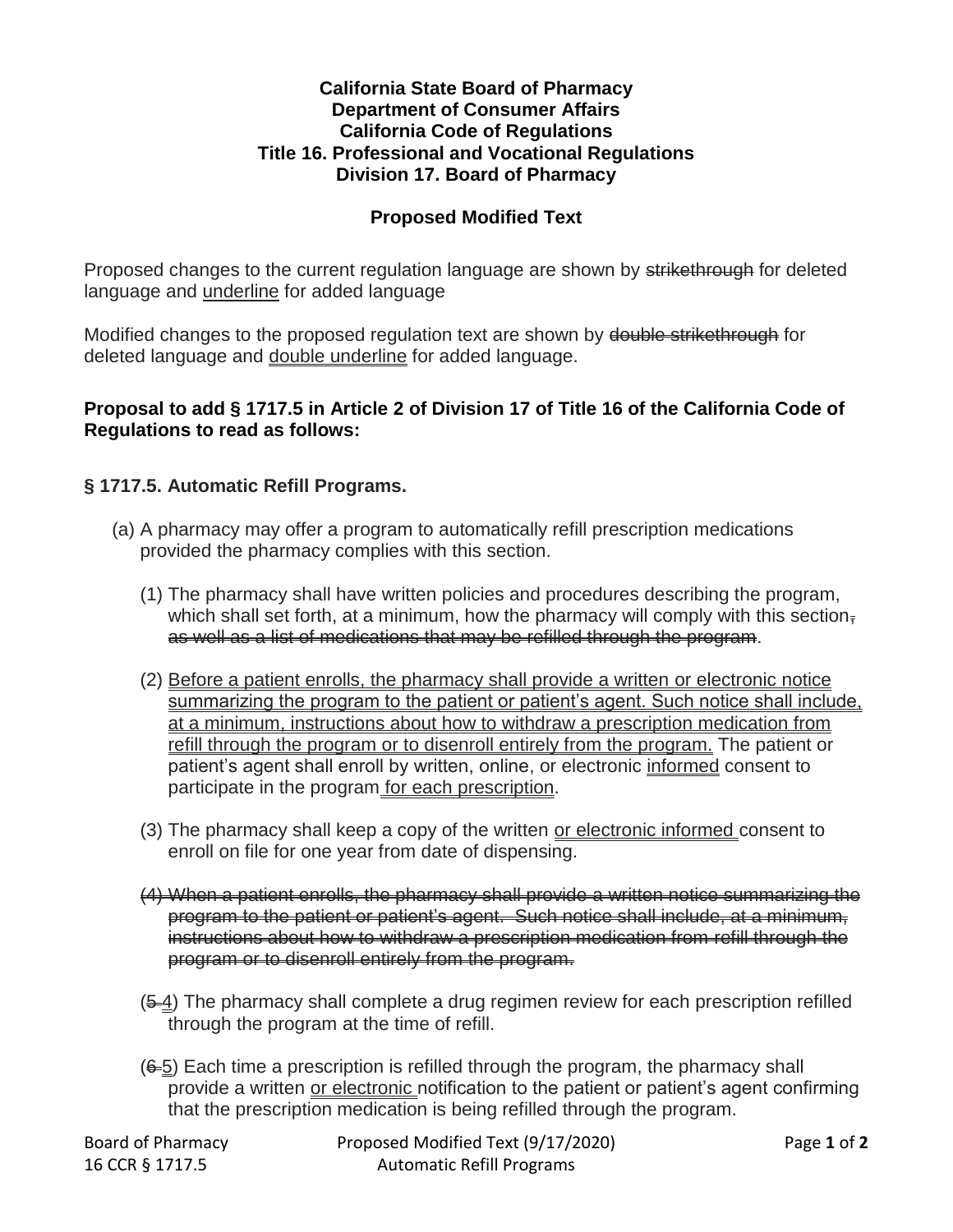**California State Board of Pharmacy**
**Department of Consumer Affairs**
**California Code of Regulations**
**Title 16. Professional and Vocational Regulations**
**Division 17. Board of Pharmacy**

**Proposed Modified Text**

Proposed changes to the current regulation language are shown by ~~strikethrough~~ for deleted language and <u>underline</u> for added language

Modified changes to the proposed regulation text are shown by ~~double strikethrough~~ for deleted language and <u>double underline</u> for added language.

**Proposal to add § 1717.5 in Article 2 of Division 17 of Title 16 of the California Code of Regulations to read as follows:**

**§ 1717.5. Automatic Refill Programs.**

(a) A pharmacy may offer a program to automatically refill prescription medications provided the pharmacy complies with this section.

(1) The pharmacy shall have written policies and procedures describing the program, which shall set forth, at a minimum, how the pharmacy will comply with this section~~, as well as a list of medications that may be refilled through the program~~.

(2) <u>Before a patient enrolls, the pharmacy shall provide a written or electronic notice summarizing the program to the patient or patient's agent. Such notice shall include, at a minimum, instructions about how to withdraw a prescription medication from refill through the program or to disenroll entirely from the program.</u> The patient or patient's agent shall enroll by written, online, or electronic <u>informed</u> consent to participate in the program<u> for each prescription</u>.

(3) The pharmacy shall keep a copy of the written <u>or electronic informed </u>consent to enroll on file for one year from date of dispensing.

~~(4) When a patient enrolls, the pharmacy shall provide a written notice summarizing the program to the patient or patient's agent. Such notice shall include, at a minimum, instructions about how to withdraw a prescription medication from refill through the program or to disenroll entirely from the program.~~

(~~5~~ <u>4</u>) The pharmacy shall complete a drug regimen review for each prescription refilled through the program at the time of refill.

(~~6~~ <u>5</u>) Each time a prescription is refilled through the program, the pharmacy shall provide a written <u>or electronic </u>notification to the patient or patient's agent confirming that the prescription medication is being refilled through the program.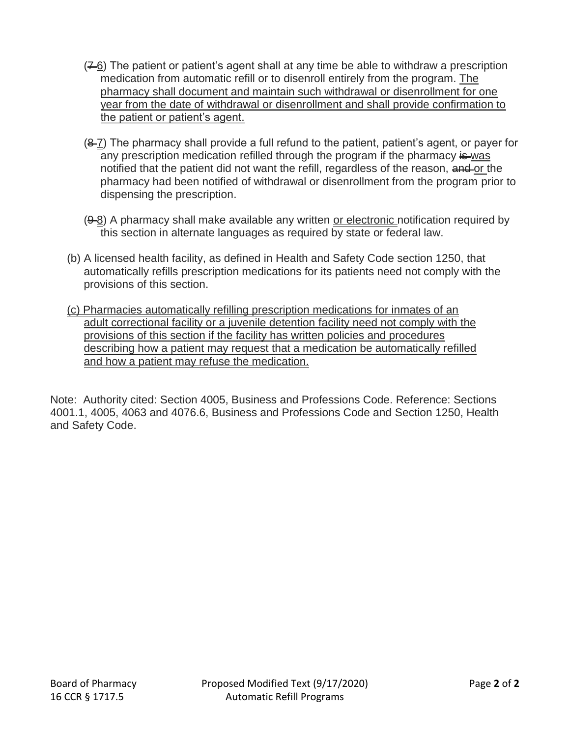(~~7~~ 6) The patient or patient's agent shall at any time be able to withdraw a prescription medication from automatic refill or to disenroll entirely from the program. The pharmacy shall document and maintain such withdrawal or disenrollment for one year from the date of withdrawal or disenrollment and shall provide confirmation to the patient or patient's agent.

(~~8~~ 7) The pharmacy shall provide a full refund to the patient, patient's agent, or payer for any prescription medication refilled through the program if the pharmacy ~~is~~ was notified that the patient did not want the refill, regardless of the reason, ~~and~~ or the pharmacy had been notified of withdrawal or disenrollment from the program prior to dispensing the prescription.

(~~9~~ 8) A pharmacy shall make available any written or electronic notification required by this section in alternate languages as required by state or federal law.

(b) A licensed health facility, as defined in Health and Safety Code section 1250, that automatically refills prescription medications for its patients need not comply with the provisions of this section.

(c) Pharmacies automatically refilling prescription medications for inmates of an adult correctional facility or a juvenile detention facility need not comply with the provisions of this section if the facility has written policies and procedures describing how a patient may request that a medication be automatically refilled and how a patient may refuse the medication.

Note: Authority cited: Section 4005, Business and Professions Code. Reference: Sections 4001.1, 4005, 4063 and 4076.6, Business and Professions Code and Section 1250, Health and Safety Code.